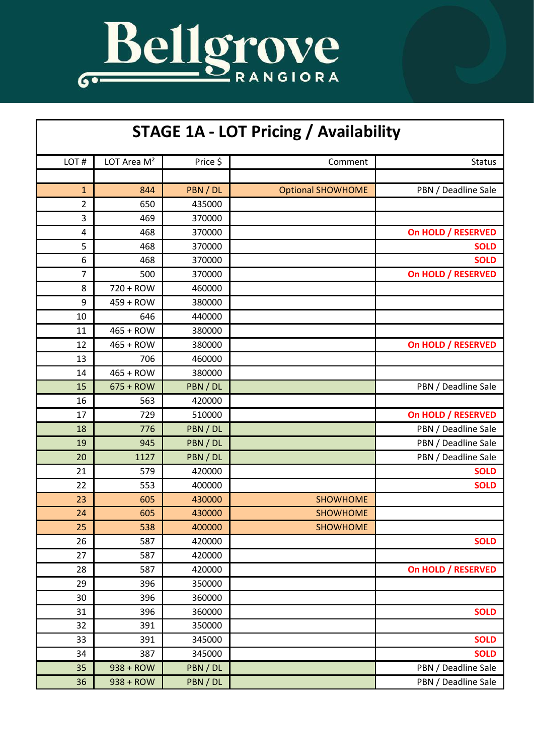# Bellgrove

RANGIORA

## STAGE 1A - LOT Pricing / Availability

| LOT # | LOT Area M² | Price $ | Comment | Status |
|---|---|---|---|---|
| | | | | |
| 1 | 844 | PBN / DL | Optional SHOWHOME | PBN / Deadline Sale |
| 2 | 650 | 435000 | | |
| 3 | 469 | 370000 | | |
| 4 | 468 | 370000 | | **On HOLD / RESERVED** |
| 5 | 468 | 370000 | | **SOLD** |
| 6 | 468 | 370000 | | **SOLD** |
| 7 | 500 | 370000 | | **On HOLD / RESERVED** |
| 8 | 720 + ROW | 460000 | | |
| 9 | 459 + ROW | 380000 | | |
| 10 | 646 | 440000 | | |
| 11 | 465 + ROW | 380000 | | |
| 12 | 465 + ROW | 380000 | | **On HOLD / RESERVED** |
| 13 | 706 | 460000 | | |
| 14 | 465 + ROW | 380000 | | |
| 15 | 675 + ROW | PBN / DL | | PBN / Deadline Sale |
| 16 | 563 | 420000 | | |
| 17 | 729 | 510000 | | **On HOLD / RESERVED** |
| 18 | 776 | PBN / DL | | PBN / Deadline Sale |
| 19 | 945 | PBN / DL | | PBN / Deadline Sale |
| 20 | 1127 | PBN / DL | | PBN / Deadline Sale |
| 21 | 579 | 420000 | | **SOLD** |
| 22 | 553 | 400000 | | **SOLD** |
| 23 | 605 | 430000 | SHOWHOME | |
| 24 | 605 | 430000 | SHOWHOME | |
| 25 | 538 | 400000 | SHOWHOME | |
| 26 | 587 | 420000 | | **SOLD** |
| 27 | 587 | 420000 | | |
| 28 | 587 | 420000 | | **On HOLD / RESERVED** |
| 29 | 396 | 350000 | | |
| 30 | 396 | 360000 | | |
| 31 | 396 | 360000 | | **SOLD** |
| 32 | 391 | 350000 | | |
| 33 | 391 | 345000 | | **SOLD** |
| 34 | 387 | 345000 | | **SOLD** |
| 35 | 938 + ROW | PBN / DL | | PBN / Deadline Sale |
| 36 | 938 + ROW | PBN / DL | | PBN / Deadline Sale |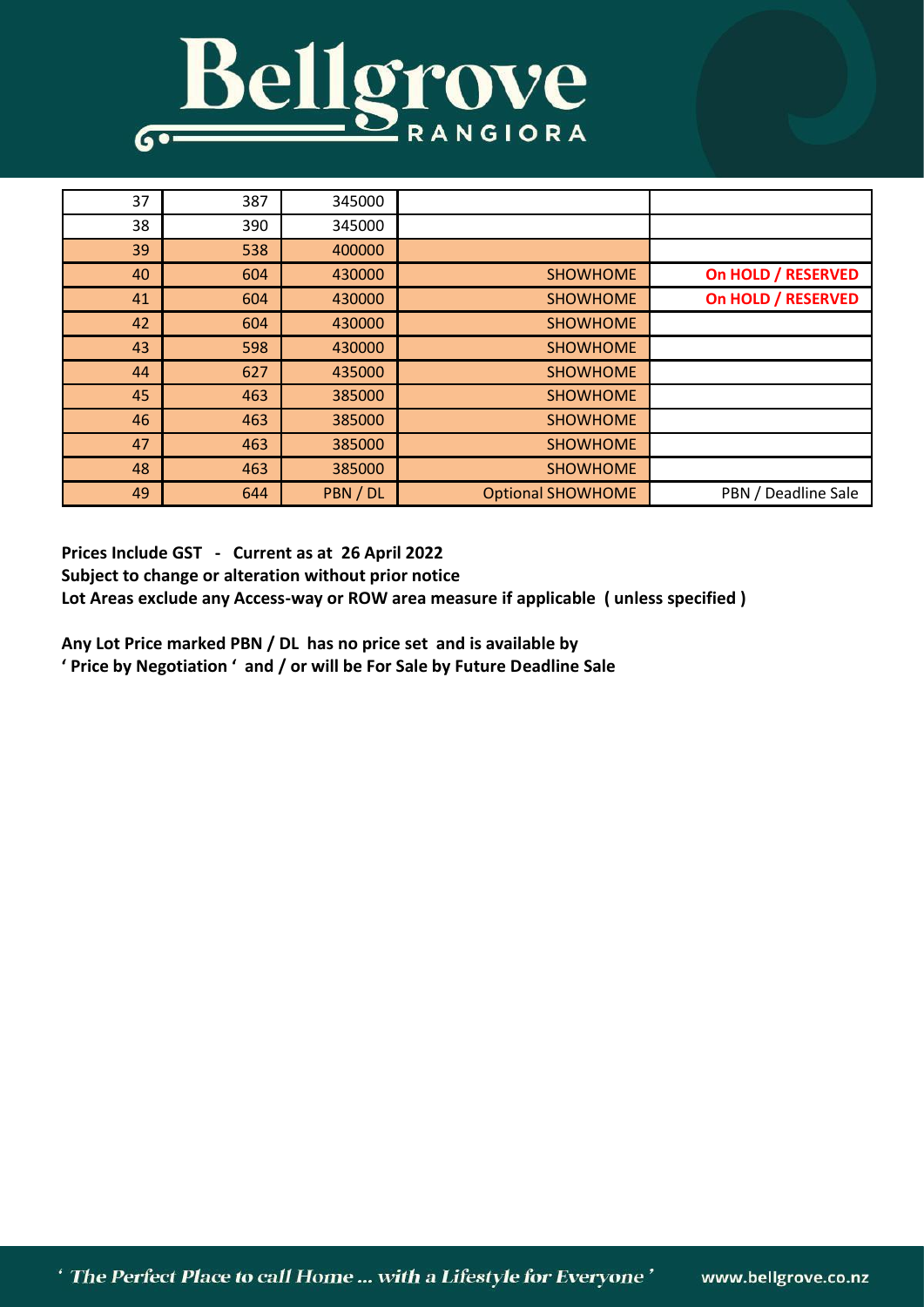| | | | | |
|---|---|---|---|---|
| 37 | 387 | 345000 | | |
| 38 | 390 | 345000 | | |
| 39 | 538 | 400000 | | |
| 40 | 604 | 430000 | SHOWHOME | On HOLD / RESERVED |
| 41 | 604 | 430000 | SHOWHOME | On HOLD / RESERVED |
| 42 | 604 | 430000 | SHOWHOME | |
| 43 | 598 | 430000 | SHOWHOME | |
| 44 | 627 | 435000 | SHOWHOME | |
| 45 | 463 | 385000 | SHOWHOME | |
| 46 | 463 | 385000 | SHOWHOME | |
| 47 | 463 | 385000 | SHOWHOME | |
| 48 | 463 | 385000 | SHOWHOME | |
| 49 | 644 | PBN / DL | Optional SHOWHOME | PBN / Deadline Sale |

**Prices Include GST - Current as at 26 April 2022**
**Subject to change or alteration without prior notice**
**Lot Areas exclude any Access-way or ROW area measure if applicable ( unless specified )**

**Any Lot Price marked PBN / DL has no price set and is available by**
**' Price by Negotiation ' and / or will be For Sale by Future Deadline Sale**